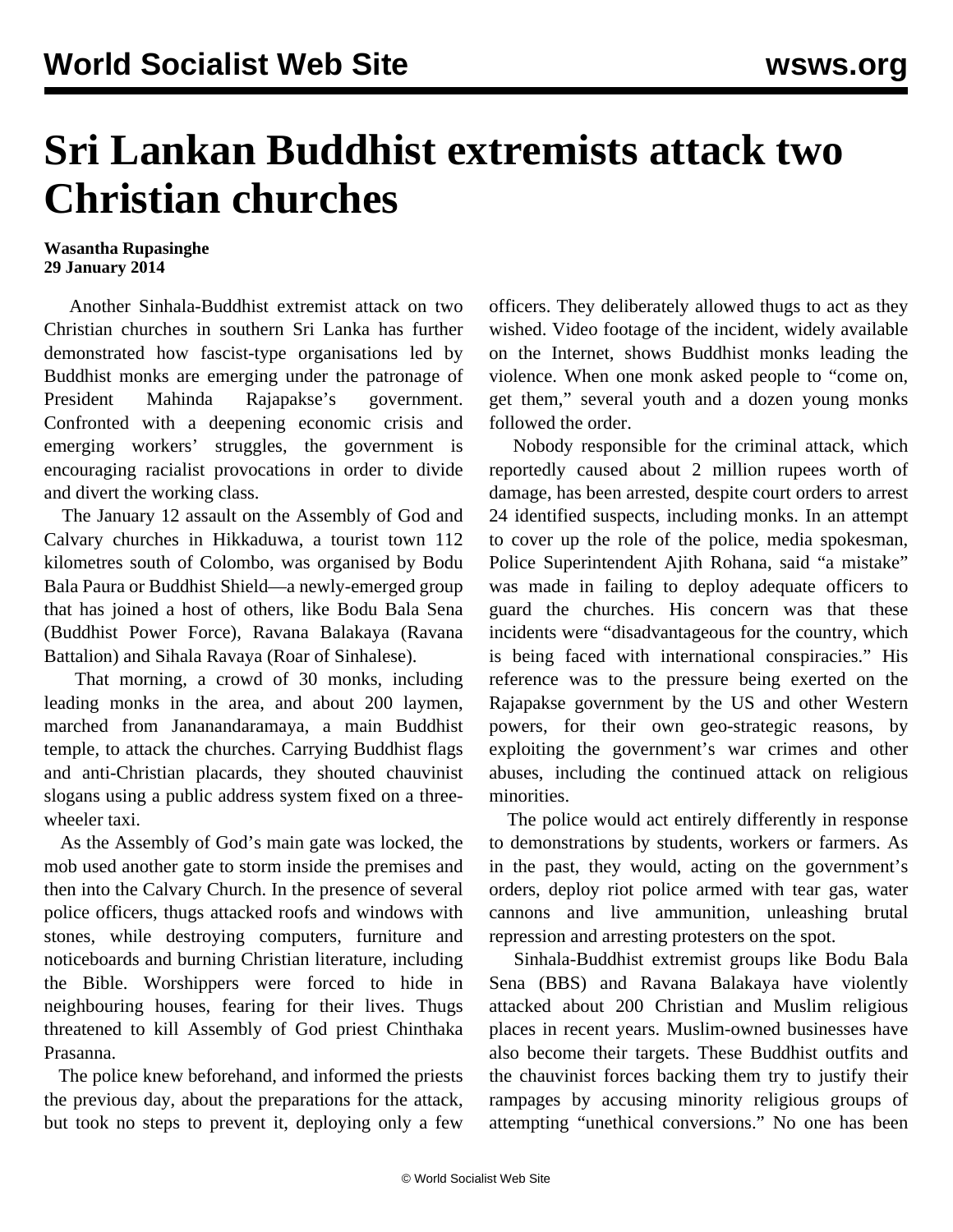# Sri Lankan Buddhist extremists attack two Christian churches

**Wasantha Rupasinghe**
**29 January 2014**

Another Sinhala-Buddhist extremist attack on two Christian churches in southern Sri Lanka has further demonstrated how fascist-type organisations led by Buddhist monks are emerging under the patronage of President Mahinda Rajapakse's government. Confronted with a deepening economic crisis and emerging workers' struggles, the government is encouraging racialist provocations in order to divide and divert the working class.

The January 12 assault on the Assembly of God and Calvary churches in Hikkaduwa, a tourist town 112 kilometres south of Colombo, was organised by Bodu Bala Paura or Buddhist Shield—a newly-emerged group that has joined a host of others, like Bodu Bala Sena (Buddhist Power Force), Ravana Balakaya (Ravana Battalion) and Sihala Ravaya (Roar of Sinhalese).

That morning, a crowd of 30 monks, including leading monks in the area, and about 200 laymen, marched from Jananandaramaya, a main Buddhist temple, to attack the churches. Carrying Buddhist flags and anti-Christian placards, they shouted chauvinist slogans using a public address system fixed on a three-wheeler taxi.

As the Assembly of God's main gate was locked, the mob used another gate to storm inside the premises and then into the Calvary Church. In the presence of several police officers, thugs attacked roofs and windows with stones, while destroying computers, furniture and noticeboards and burning Christian literature, including the Bible. Worshippers were forced to hide in neighbouring houses, fearing for their lives. Thugs threatened to kill Assembly of God priest Chinthaka Prasanna.

The police knew beforehand, and informed the priests the previous day, about the preparations for the attack, but took no steps to prevent it, deploying only a few officers. They deliberately allowed thugs to act as they wished. Video footage of the incident, widely available on the Internet, shows Buddhist monks leading the violence. When one monk asked people to "come on, get them," several youth and a dozen young monks followed the order.

Nobody responsible for the criminal attack, which reportedly caused about 2 million rupees worth of damage, has been arrested, despite court orders to arrest 24 identified suspects, including monks. In an attempt to cover up the role of the police, media spokesman, Police Superintendent Ajith Rohana, said "a mistake" was made in failing to deploy adequate officers to guard the churches. His concern was that these incidents were "disadvantageous for the country, which is being faced with international conspiracies." His reference was to the pressure being exerted on the Rajapakse government by the US and other Western powers, for their own geo-strategic reasons, by exploiting the government's war crimes and other abuses, including the continued attack on religious minorities.

The police would act entirely differently in response to demonstrations by students, workers or farmers. As in the past, they would, acting on the government's orders, deploy riot police armed with tear gas, water cannons and live ammunition, unleashing brutal repression and arresting protesters on the spot.

Sinhala-Buddhist extremist groups like Bodu Bala Sena (BBS) and Ravana Balakaya have violently attacked about 200 Christian and Muslim religious places in recent years. Muslim-owned businesses have also become their targets. These Buddhist outfits and the chauvinist forces backing them try to justify their rampages by accusing minority religious groups of attempting "unethical conversions." No one has been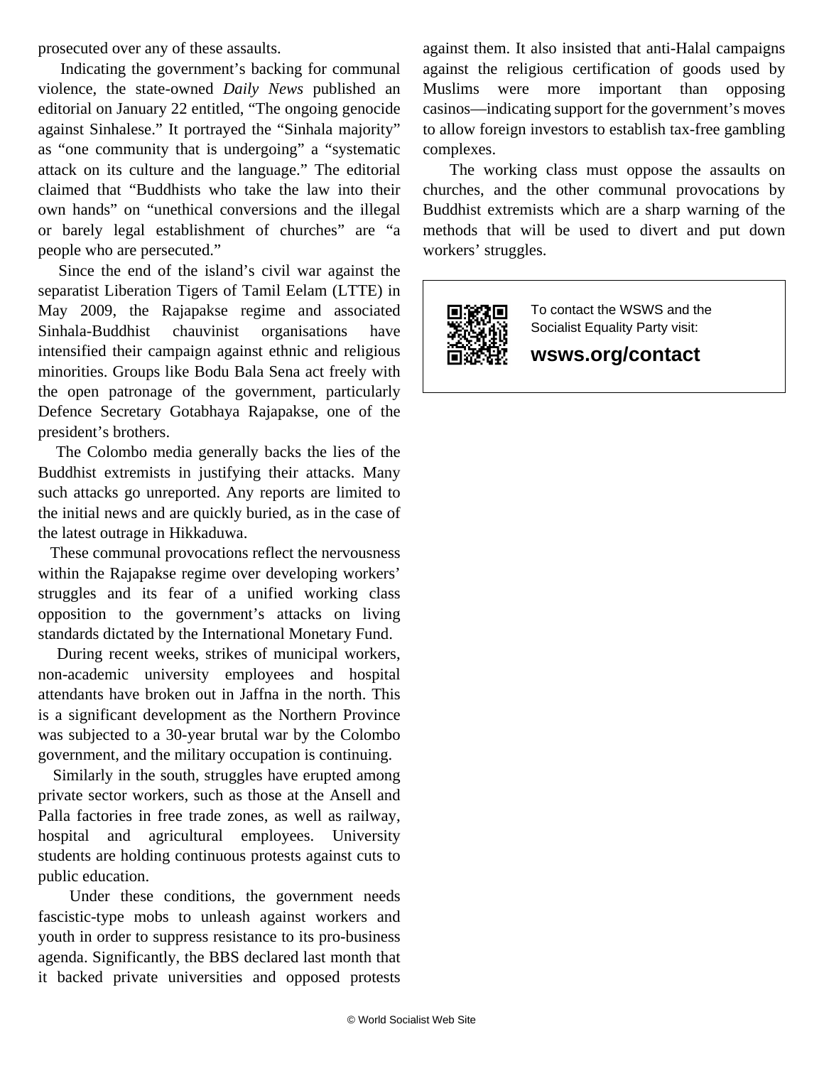prosecuted over any of these assaults.

Indicating the government's backing for communal violence, the state-owned *Daily News* published an editorial on January 22 entitled, "The ongoing genocide against Sinhalese." It portrayed the "Sinhala majority" as "one community that is undergoing" a "systematic attack on its culture and the language." The editorial claimed that "Buddhists who take the law into their own hands" on "unethical conversions and the illegal or barely legal establishment of churches" are "a people who are persecuted."

Since the end of the island's civil war against the separatist Liberation Tigers of Tamil Eelam (LTTE) in May 2009, the Rajapakse regime and associated Sinhala-Buddhist chauvinist organisations have intensified their campaign against ethnic and religious minorities. Groups like Bodu Bala Sena act freely with the open patronage of the government, particularly Defence Secretary Gotabhaya Rajapakse, one of the president's brothers.

The Colombo media generally backs the lies of the Buddhist extremists in justifying their attacks. Many such attacks go unreported. Any reports are limited to the initial news and are quickly buried, as in the case of the latest outrage in Hikkaduwa.

These communal provocations reflect the nervousness within the Rajapakse regime over developing workers' struggles and its fear of a unified working class opposition to the government's attacks on living standards dictated by the International Monetary Fund.

During recent weeks, strikes of municipal workers, non-academic university employees and hospital attendants have broken out in Jaffna in the north. This is a significant development as the Northern Province was subjected to a 30-year brutal war by the Colombo government, and the military occupation is continuing.

Similarly in the south, struggles have erupted among private sector workers, such as those at the Ansell and Palla factories in free trade zones, as well as railway, hospital and agricultural employees. University students are holding continuous protests against cuts to public education.

Under these conditions, the government needs fascistic-type mobs to unleash against workers and youth in order to suppress resistance to its pro-business agenda. Significantly, the BBS declared last month that it backed private universities and opposed protests against them. It also insisted that anti-Halal campaigns against the religious certification of goods used by Muslims were more important than opposing casinos—indicating support for the government's moves to allow foreign investors to establish tax-free gambling complexes.

The working class must oppose the assaults on churches, and the other communal provocations by Buddhist extremists which are a sharp warning of the methods that will be used to divert and put down workers' struggles.

To contact the WSWS and the Socialist Equality Party visit:

**wsws.org/contact**